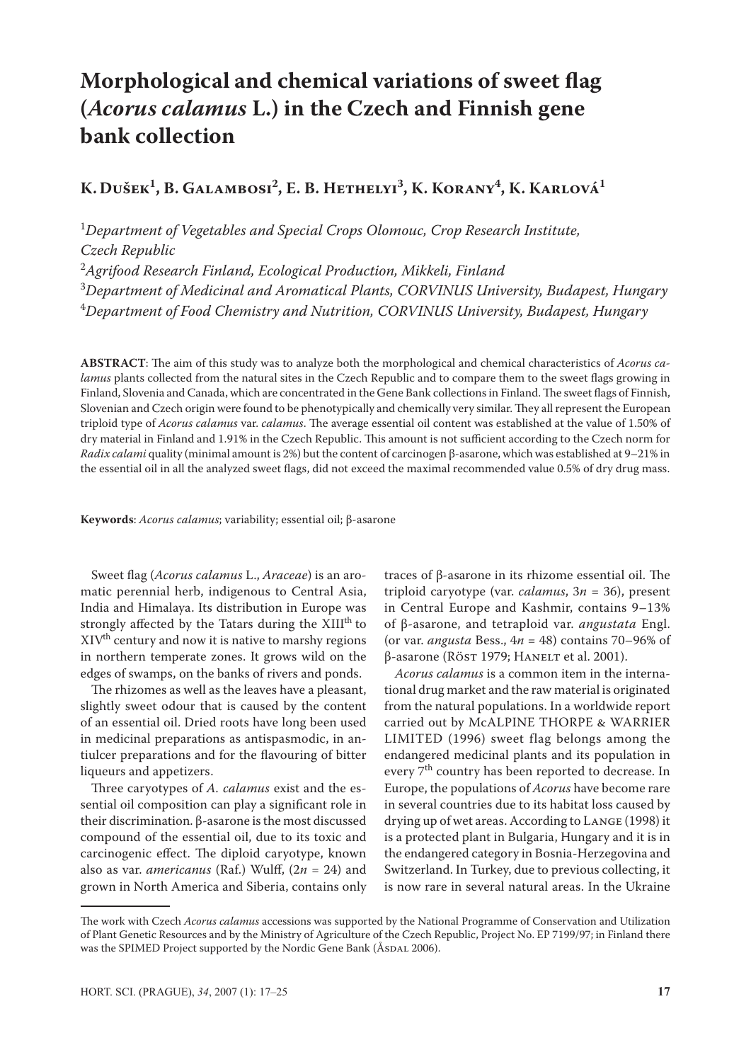# Morphological and chemical variations of sweet flag (*Acorus calamus* L.) in the Czech and Finnish gene bank collection

**K. Dušek[1], B. Galambosi[2], E. B. Hethelyi[3], K. Korany[4], K. Karlová[1]**

[1]*Department of Vegetables and Special Crops Olomouc, Crop Research Institute, Czech Republic*

[2]*Agrifood Research Finland, Ecological Production, Mikkeli, Finland*

[3]*Department of Medicinal and Aromatical Plants, CORVINUS University, Budapest, Hungary*

[4]*Department of Food Chemistry and Nutrition, CORVINUS University, Budapest, Hungary*

**ABSTRACT**: The aim of this study was to analyze both the morphological and chemical characteristics of *Acorus calamus* plants collected from the natural sites in the Czech Republic and to compare them to the sweet flags growing in Finland, Slovenia and Canada, which are concentrated in the Gene Bank collections in Finland. The sweet flags of Finnish, Slovenian and Czech origin were found to be phenotypically and chemically very similar. They all represent the European triploid type of *Acorus calamus* var. *calamus*. The average essential oil content was established at the value of 1.50% of dry material in Finland and 1.91% in the Czech Republic. This amount is not sufficient according to the Czech norm for *Radix calami* quality (minimal amount is 2%) but the content of carcinogen β-asarone, which was established at 9–21% in the essential oil in all the analyzed sweet flags, did not exceed the maximal recommended value 0.5% of dry drug mass.

**Keywords**: *Acorus calamus*; variability; essential oil; β-asarone

Sweet flag (*Acorus calamus* L., *Araceae*) is an aromatic perennial herb, indigenous to Central Asia, India and Himalaya. Its distribution in Europe was strongly affected by the Tatars during the XIII$^{th}$ to XIV$^{th}$ century and now it is native to marshy regions in northern temperate zones. It grows wild on the edges of swamps, on the banks of rivers and ponds.

The rhizomes as well as the leaves have a pleasant, slightly sweet odour that is caused by the content of an essential oil. Dried roots have long been used in medicinal preparations as antispasmodic, in antiulcer preparations and for the flavouring of bitter liqueurs and appetizers.

Three caryotypes of *A. calamus* exist and the essential oil composition can play a significant role in their discrimination. β-asarone is the most discussed compound of the essential oil, due to its toxic and carcinogenic effect. The diploid caryotype, known also as var. *americanus* (Raf.) Wulff, ($2n = 24$) and grown in North America and Siberia, contains only traces of β-asarone in its rhizome essential oil. The triploid caryotype (var. *calamus*, $3n = 36$), present in Central Europe and Kashmir, contains 9–13% of β-asarone, and tetraploid var. *angustata* Engl. (or var. *angusta* Bess., $4n = 48$) contains 70–96% of β-asarone (Röst 1979; Hanelt et al. 2001).

*Acorus calamus* is a common item in the international drug market and the raw material is originated from the natural populations. In a worldwide report carried out by McALPINE THORPE & WARRIER LIMITED (1996) sweet flag belongs among the endangered medicinal plants and its population in every 7$^{th}$ country has been reported to decrease. In Europe, the populations of *Acorus* have become rare in several countries due to its habitat loss caused by drying up of wet areas. According to Lange (1998) it is a protected plant in Bulgaria, Hungary and it is in the endangered category in Bosnia-Herzegovina and Switzerland. In Turkey, due to previous collecting, it is now rare in several natural areas. In the Ukraine

The work with Czech *Acorus calamus* accessions was supported by the National Programme of Conservation and Utilization of Plant Genetic Resources and by the Ministry of Agriculture of the Czech Republic, Project No. EP 7199/97; in Finland there was the SPIMED Project supported by the Nordic Gene Bank (Åsdal 2006).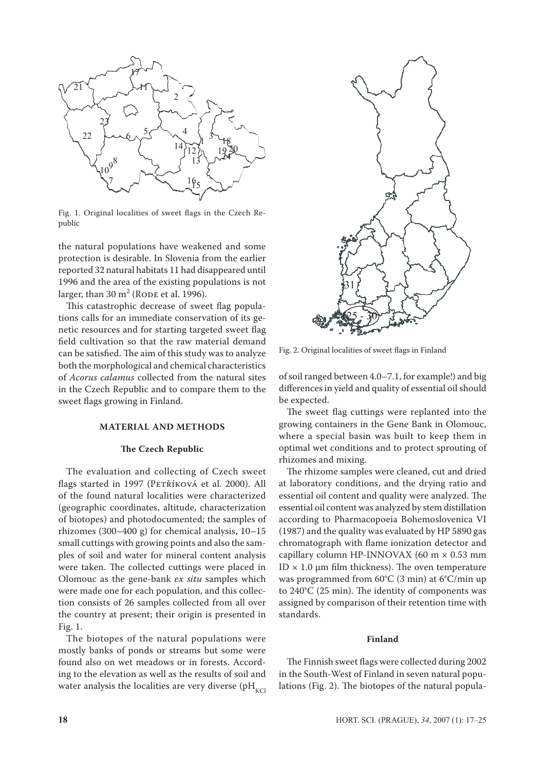Fig. 1. Original localities of sweet flags in the Czech Republic

the natural populations have weakened and some protection is desirable. In Slovenia from the earlier reported 32 natural habitats 11 had disappeared until 1996 and the area of the existing populations is not larger, than 30 $m^2$ (Rode et al. 1996).

This catastrophic decrease of sweet flag populations calls for an immediate conservation of its genetic resources and for starting targeted sweet flag field cultivation so that the raw material demand can be satisfied. The aim of this study was to analyze both the morphological and chemical characteristics of *Acorus calamus* collected from the natural sites in the Czech Republic and to compare them to the sweet flags growing in Finland.

## MATERIAL AND METHODS

### The Czech Republic

The evaluation and collecting of Czech sweet flags started in 1997 (Petříková et al. 2000). All of the found natural localities were characterized (geographic coordinates, altitude, characterization of biotopes) and photodocumented; the samples of rhizomes (300–400 g) for chemical analysis, 10–15 small cuttings with growing points and also the samples of soil and water for mineral content analysis were taken. The collected cuttings were placed in Olomouc as the gene-bank *ex situ* samples which were made one for each population, and this collection consists of 26 samples collected from all over the country at present; their origin is presented in Fig. 1.

The biotopes of the natural populations were mostly banks of ponds or streams but some were found also on wet meadows or in forests. According to the elevation as well as the results of soil and water analysis the localities are very diverse ($pH_{KCl}$ of soil ranged between 4.0–7.1, for example!) and big differences in yield and quality of essential oil should be expected.

Fig. 2. Original localities of sweet flags in Finland

The sweet flag cuttings were replanted into the growing containers in the Gene Bank in Olomouc, where a special basin was built to keep them in optimal wet conditions and to protect sprouting of rhizomes and mixing.

The rhizome samples were cleaned, cut and dried at laboratory conditions, and the drying ratio and essential oil content and quality were analyzed. The essential oil content was analyzed by stem distillation according to Pharmacopoeia Bohemoslovenica VI (1987) and the quality was evaluated by HP 5890 gas chromatograph with flame ionization detector and capillary column HP-INNOVAX (60 m × 0.53 mm ID × 1.0 µm film thickness). The oven temperature was programmed from 60°C (3 min) at 6°C/min up to 240°C (25 min). The identity of components was assigned by comparison of their retention time with standards.

### Finland

The Finnish sweet flags were collected during 2002 in the South-West of Finland in seven natural populations (Fig. 2). The biotopes of the natural popula-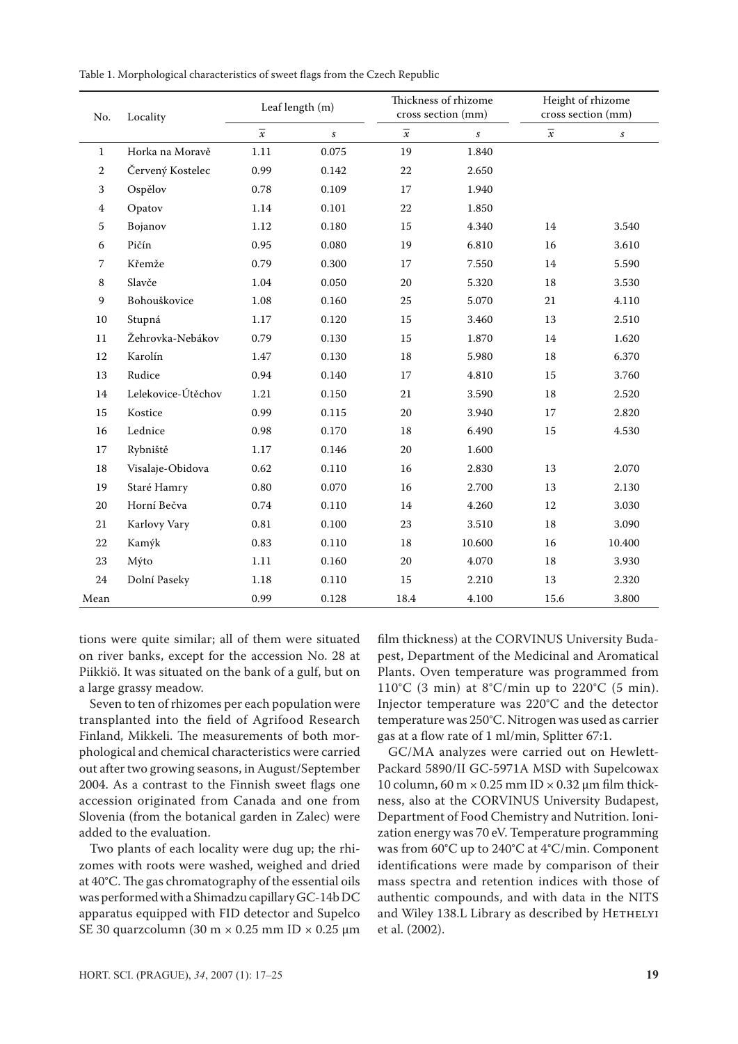Table 1. Morphological characteristics of sweet flags from the Czech Republic

| No. | Locality | Leaf length (m) | | Thickness of rhizome cross section (mm) | | Height of rhizome cross section (mm) | |
|---|---|---|---|---|---|---|---|
| | | $\bar{x}$ | $s$ | $\bar{x}$ | $s$ | $\bar{x}$ | $s$ |
| 1 | Horka na Moravě | 1.11 | 0.075 | 19 | 1.840 | | |
| 2 | Červený Kostelec | 0.99 | 0.142 | 22 | 2.650 | | |
| 3 | Ospělov | 0.78 | 0.109 | 17 | 1.940 | | |
| 4 | Opatov | 1.14 | 0.101 | 22 | 1.850 | | |
| 5 | Bojanov | 1.12 | 0.180 | 15 | 4.340 | 14 | 3.540 |
| 6 | Pičín | 0.95 | 0.080 | 19 | 6.810 | 16 | 3.610 |
| 7 | Křemže | 0.79 | 0.300 | 17 | 7.550 | 14 | 5.590 |
| 8 | Slavče | 1.04 | 0.050 | 20 | 5.320 | 18 | 3.530 |
| 9 | Bohouškovice | 1.08 | 0.160 | 25 | 5.070 | 21 | 4.110 |
| 10 | Stupná | 1.17 | 0.120 | 15 | 3.460 | 13 | 2.510 |
| 11 | Žehrovka-Nebákov | 0.79 | 0.130 | 15 | 1.870 | 14 | 1.620 |
| 12 | Karolín | 1.47 | 0.130 | 18 | 5.980 | 18 | 6.370 |
| 13 | Rudice | 0.94 | 0.140 | 17 | 4.810 | 15 | 3.760 |
| 14 | Lelekovice-Útěchov | 1.21 | 0.150 | 21 | 3.590 | 18 | 2.520 |
| 15 | Kostice | 0.99 | 0.115 | 20 | 3.940 | 17 | 2.820 |
| 16 | Lednice | 0.98 | 0.170 | 18 | 6.490 | 15 | 4.530 |
| 17 | Rybniště | 1.17 | 0.146 | 20 | 1.600 | | |
| 18 | Visalaje-Obidova | 0.62 | 0.110 | 16 | 2.830 | 13 | 2.070 |
| 19 | Staré Hamry | 0.80 | 0.070 | 16 | 2.700 | 13 | 2.130 |
| 20 | Horní Bečva | 0.74 | 0.110 | 14 | 4.260 | 12 | 3.030 |
| 21 | Karlovy Vary | 0.81 | 0.100 | 23 | 3.510 | 18 | 3.090 |
| 22 | Kamýk | 0.83 | 0.110 | 18 | 10.600 | 16 | 10.400 |
| 23 | Mýto | 1.11 | 0.160 | 20 | 4.070 | 18 | 3.930 |
| 24 | Dolní Paseky | 1.18 | 0.110 | 15 | 2.210 | 13 | 2.320 |
| Mean | | 0.99 | 0.128 | 18.4 | 4.100 | 15.6 | 3.800 |

tions were quite similar; all of them were situated on river banks, except for the accession No. 28 at Piikkiö. It was situated on the bank of a gulf, but on a large grassy meadow.

Seven to ten of rhizomes per each population were transplanted into the field of Agrifood Research Finland, Mikkeli. The measurements of both morphological and chemical characteristics were carried out after two growing seasons, in August/September 2004. As a contrast to the Finnish sweet flags one accession originated from Canada and one from Slovenia (from the botanical garden in Zalec) were added to the evaluation.

Two plants of each locality were dug up; the rhizomes with roots were washed, weighed and dried at 40°C. The gas chromatography of the essential oils was performed with a Shimadzu capillary GC-14b DC apparatus equipped with FID detector and Supelco SE 30 quarzcolumn (30 m × 0.25 mm ID × 0.25 µm film thickness) at the CORVINUS University Budapest, Department of the Medicinal and Aromatical Plants. Oven temperature was programmed from 110°C (3 min) at 8°C/min up to 220°C (5 min). Injector temperature was 220°C and the detector temperature was 250°C. Nitrogen was used as carrier gas at a flow rate of 1 ml/min, Splitter 67:1.

GC/MA analyzes were carried out on Hewlett-Packard 5890/II GC-5971A MSD with Supelcowax 10 column, 60 m × 0.25 mm ID × 0.32 µm film thickness, also at the CORVINUS University Budapest, Department of Food Chemistry and Nutrition. Ionization energy was 70 eV. Temperature programming was from 60°C up to 240°C at 4°C/min. Component identifications were made by comparison of their mass spectra and retention indices with those of authentic compounds, and with data in the NITS and Wiley 138.L Library as described by Hethelyi et al. (2002).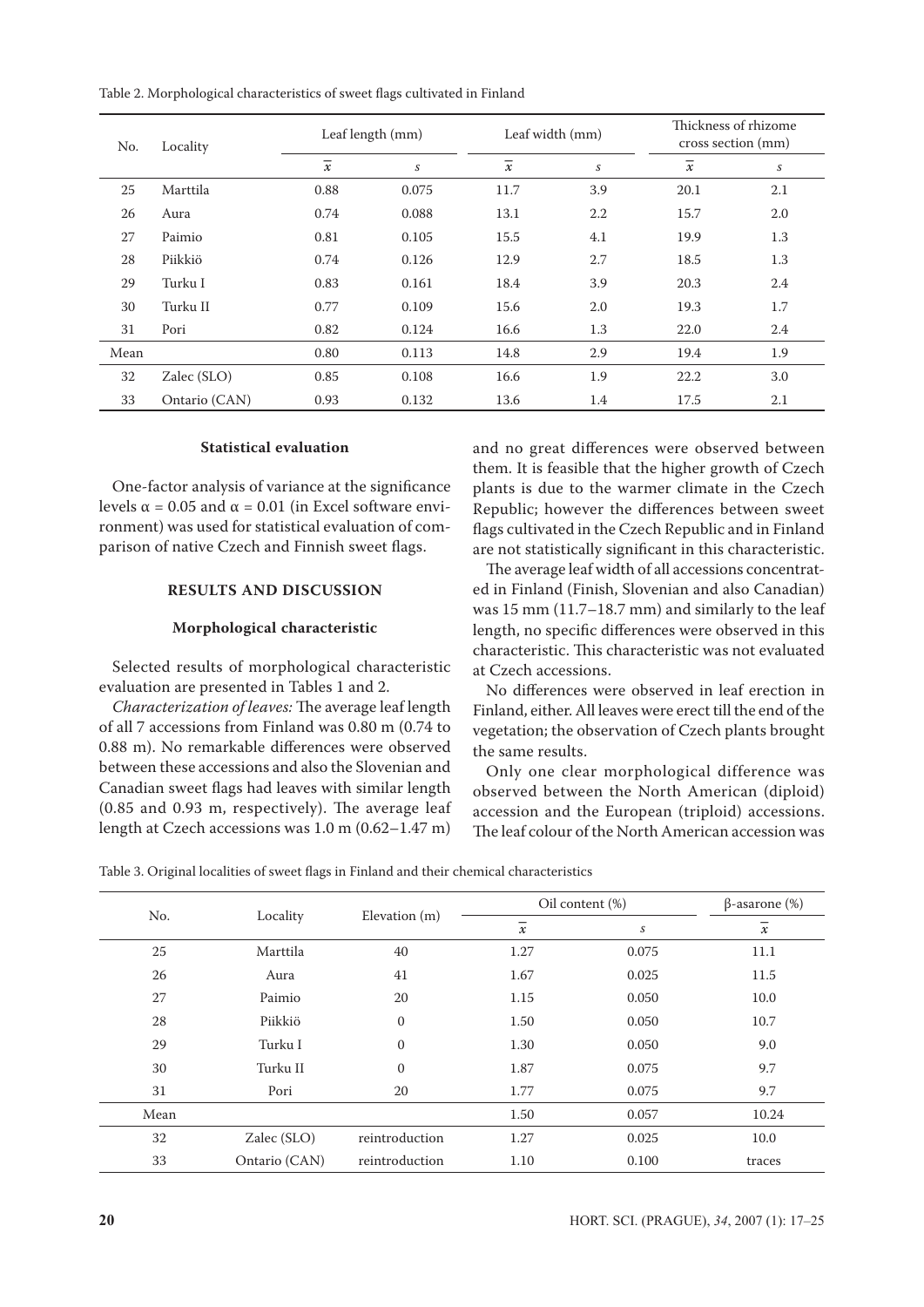Table 2. Morphological characteristics of sweet flags cultivated in Finland

| No. | Locality | Leaf length (mm) | | Leaf width (mm) | | Thickness of rhizome cross section (mm) | |
|---|---|---|---|---|---|---|---|
| | | $\overline{x}$ | $s$ | $\overline{x}$ | $s$ | $\overline{x}$ | $s$ |
| 25 | Marttila | 0.88 | 0.075 | 11.7 | 3.9 | 20.1 | 2.1 |
| 26 | Aura | 0.74 | 0.088 | 13.1 | 2.2 | 15.7 | 2.0 |
| 27 | Paimio | 0.81 | 0.105 | 15.5 | 4.1 | 19.9 | 1.3 |
| 28 | Piikkiö | 0.74 | 0.126 | 12.9 | 2.7 | 18.5 | 1.3 |
| 29 | Turku I | 0.83 | 0.161 | 18.4 | 3.9 | 20.3 | 2.4 |
| 30 | Turku II | 0.77 | 0.109 | 15.6 | 2.0 | 19.3 | 1.7 |
| 31 | Pori | 0.82 | 0.124 | 16.6 | 1.3 | 22.0 | 2.4 |
| Mean | | 0.80 | 0.113 | 14.8 | 2.9 | 19.4 | 1.9 |
| 32 | Zalec (SLO) | 0.85 | 0.108 | 16.6 | 1.9 | 22.2 | 3.0 |
| 33 | Ontario (CAN) | 0.93 | 0.132 | 13.6 | 1.4 | 17.5 | 2.1 |

#### Statistical evaluation

One-factor analysis of variance at the significance levels $\alpha = 0.05$ and $\alpha = 0.01$ (in Excel software environment) was used for statistical evaluation of comparison of native Czech and Finnish sweet flags.

## RESULTS AND DISCUSSION

### Morphological characteristic

Selected results of morphological characteristic evaluation are presented in Tables 1 and 2.

*Characterization of leaves:* The average leaf length of all 7 accessions from Finland was 0.80 m (0.74 to 0.88 m). No remarkable differences were observed between these accessions and also the Slovenian and Canadian sweet flags had leaves with similar length (0.85 and 0.93 m, respectively). The average leaf length at Czech accessions was 1.0 m (0.62–1.47 m) and no great differences were observed between them. It is feasible that the higher growth of Czech plants is due to the warmer climate in the Czech Republic; however the differences between sweet flags cultivated in the Czech Republic and in Finland are not statistically significant in this characteristic.

The average leaf width of all accessions concentrated in Finland (Finish, Slovenian and also Canadian) was 15 mm (11.7–18.7 mm) and similarly to the leaf length, no specific differences were observed in this characteristic. This characteristic was not evaluated at Czech accessions.

No differences were observed in leaf erection in Finland, either. All leaves were erect till the end of the vegetation; the observation of Czech plants brought the same results.

Only one clear morphological difference was observed between the North American (diploid) accession and the European (triploid) accessions. The leaf colour of the North American accession was

Table 3. Original localities of sweet flags in Finland and their chemical characteristics

| No. | Locality | Elevation (m) | Oil content (%) | | β-asarone (%) |
|---|---|---|---|---|---|
| | | | $\overline{x}$ | $s$ | $\overline{x}$ |
| 25 | Marttila | 40 | 1.27 | 0.075 | 11.1 |
| 26 | Aura | 41 | 1.67 | 0.025 | 11.5 |
| 27 | Paimio | 20 | 1.15 | 0.050 | 10.0 |
| 28 | Piikkiö | 0 | 1.50 | 0.050 | 10.7 |
| 29 | Turku I | 0 | 1.30 | 0.050 | 9.0 |
| 30 | Turku II | 0 | 1.87 | 0.075 | 9.7 |
| 31 | Pori | 20 | 1.77 | 0.075 | 9.7 |
| Mean | | | 1.50 | 0.057 | 10.24 |
| 32 | Zalec (SLO) | reintroduction | 1.27 | 0.025 | 10.0 |
| 33 | Ontario (CAN) | reintroduction | 1.10 | 0.100 | traces |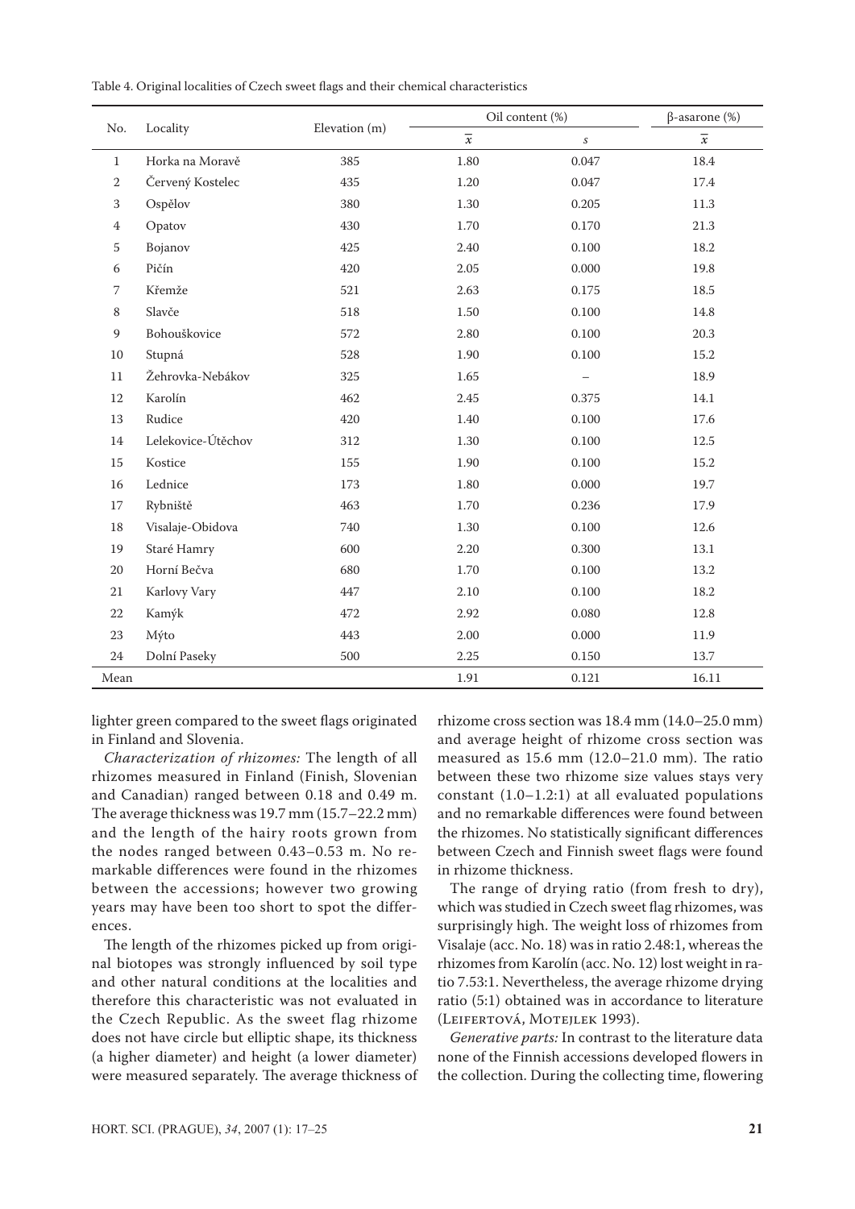Table 4. Original localities of Czech sweet flags and their chemical characteristics

| No. | Locality | Elevation (m) | Oil content (%) | | β-asarone (%) |
|---|---|---|---|---|---|
| | | | $\overline{x}$ | $s$ | $\overline{x}$ |
| 1 | Horka na Moravě | 385 | 1.80 | 0.047 | 18.4 |
| 2 | Červený Kostelec | 435 | 1.20 | 0.047 | 17.4 |
| 3 | Ospělov | 380 | 1.30 | 0.205 | 11.3 |
| 4 | Opatov | 430 | 1.70 | 0.170 | 21.3 |
| 5 | Bojanov | 425 | 2.40 | 0.100 | 18.2 |
| 6 | Pičín | 420 | 2.05 | 0.000 | 19.8 |
| 7 | Křemže | 521 | 2.63 | 0.175 | 18.5 |
| 8 | Slavče | 518 | 1.50 | 0.100 | 14.8 |
| 9 | Bohouškovice | 572 | 2.80 | 0.100 | 20.3 |
| 10 | Stupná | 528 | 1.90 | 0.100 | 15.2 |
| 11 | Žehrovka-Nebákov | 325 | 1.65 | – | 18.9 |
| 12 | Karolín | 462 | 2.45 | 0.375 | 14.1 |
| 13 | Rudice | 420 | 1.40 | 0.100 | 17.6 |
| 14 | Lelekovice-Útěchov | 312 | 1.30 | 0.100 | 12.5 |
| 15 | Kostice | 155 | 1.90 | 0.100 | 15.2 |
| 16 | Lednice | 173 | 1.80 | 0.000 | 19.7 |
| 17 | Rybniště | 463 | 1.70 | 0.236 | 17.9 |
| 18 | Visalaje-Obidova | 740 | 1.30 | 0.100 | 12.6 |
| 19 | Staré Hamry | 600 | 2.20 | 0.300 | 13.1 |
| 20 | Horní Bečva | 680 | 1.70 | 0.100 | 13.2 |
| 21 | Karlovy Vary | 447 | 2.10 | 0.100 | 18.2 |
| 22 | Kamýk | 472 | 2.92 | 0.080 | 12.8 |
| 23 | Mýto | 443 | 2.00 | 0.000 | 11.9 |
| 24 | Dolní Paseky | 500 | 2.25 | 0.150 | 13.7 |
| Mean | | | 1.91 | 0.121 | 16.11 |

lighter green compared to the sweet flags originated in Finland and Slovenia.

*Characterization of rhizomes:* The length of all rhizomes measured in Finland (Finish, Slovenian and Canadian) ranged between 0.18 and 0.49 m. The average thickness was 19.7 mm (15.7–22.2 mm) and the length of the hairy roots grown from the nodes ranged between 0.43–0.53 m. No remarkable differences were found in the rhizomes between the accessions; however two growing years may have been too short to spot the differences.

The length of the rhizomes picked up from original biotopes was strongly influenced by soil type and other natural conditions at the localities and therefore this characteristic was not evaluated in the Czech Republic. As the sweet flag rhizome does not have circle but elliptic shape, its thickness (a higher diameter) and height (a lower diameter) were measured separately. The average thickness of rhizome cross section was 18.4 mm (14.0–25.0 mm) and average height of rhizome cross section was measured as 15.6 mm (12.0–21.0 mm). The ratio between these two rhizome size values stays very constant (1.0–1.2:1) at all evaluated populations and no remarkable differences were found between the rhizomes. No statistically significant differences between Czech and Finnish sweet flags were found in rhizome thickness.

The range of drying ratio (from fresh to dry), which was studied in Czech sweet flag rhizomes, was surprisingly high. The weight loss of rhizomes from Visalaje (acc. No. 18) was in ratio 2.48:1, whereas the rhizomes from Karolín (acc. No. 12) lost weight in ratio 7.53:1. Nevertheless, the average rhizome drying ratio (5:1) obtained was in accordance to literature (Leifertová, Motejlek 1993).

*Generative parts:* In contrast to the literature data none of the Finnish accessions developed flowers in the collection. During the collecting time, flowering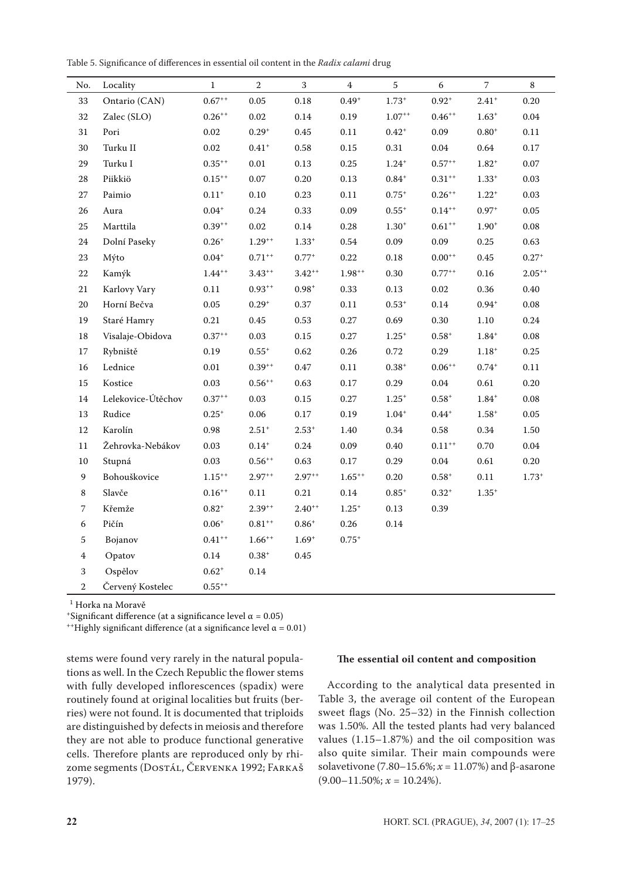Table 5. Significance of differences in essential oil content in the *Radix calami* drug

| No. | Locality | 1 | 2 | 3 | 4 | 5 | 6 | 7 | 8 |
|---|---|---|---|---|---|---|---|---|---|
| 33 | Ontario (CAN) | $0.67^{++}$ | 0.05 | 0.18 | $0.49^{+}$ | $1.73^{+}$ | $0.92^{+}$ | $2.41^{+}$ | 0.20 |
| 32 | Zalec (SLO) | $0.26^{++}$ | 0.02 | 0.14 | 0.19 | $1.07^{++}$ | $0.46^{++}$ | $1.63^{+}$ | 0.04 |
| 31 | Pori | 0.02 | $0.29^{+}$ | 0.45 | 0.11 | $0.42^{+}$ | 0.09 | $0.80^{+}$ | 0.11 |
| 30 | Turku II | 0.02 | $0.41^{+}$ | 0.58 | 0.15 | 0.31 | 0.04 | 0.64 | 0.17 |
| 29 | Turku I | $0.35^{++}$ | 0.01 | 0.13 | 0.25 | $1.24^{+}$ | $0.57^{++}$ | $1.82^{+}$ | 0.07 |
| 28 | Piikkiö | $0.15^{++}$ | 0.07 | 0.20 | 0.13 | $0.84^{+}$ | $0.31^{++}$ | $1.33^{+}$ | 0.03 |
| 27 | Paimio | $0.11^{+}$ | 0.10 | 0.23 | 0.11 | $0.75^{+}$ | $0.26^{++}$ | $1.22^{+}$ | 0.03 |
| 26 | Aura | $0.04^{+}$ | 0.24 | 0.33 | 0.09 | $0.55^{+}$ | $0.14^{++}$ | $0.97^{+}$ | 0.05 |
| 25 | Marttila | $0.39^{++}$ | 0.02 | 0.14 | 0.28 | $1.30^{+}$ | $0.61^{++}$ | $1.90^{+}$ | 0.08 |
| 24 | Dolní Paseky | $0.26^{+}$ | $1.29^{++}$ | $1.33^{+}$ | 0.54 | 0.09 | 0.09 | 0.25 | 0.63 |
| 23 | Mýto | $0.04^{+}$ | $0.71^{++}$ | $0.77^{+}$ | 0.22 | 0.18 | $0.00^{++}$ | 0.45 | $0.27^{+}$ |
| 22 | Kamýk | $1.44^{++}$ | $3.43^{++}$ | $3.42^{++}$ | $1.98^{++}$ | 0.30 | $0.77^{++}$ | 0.16 | $2.05^{++}$ |
| 21 | Karlovy Vary | 0.11 | $0.93^{++}$ | $0.98^{+}$ | 0.33 | 0.13 | 0.02 | 0.36 | 0.40 |
| 20 | Horní Bečva | 0.05 | $0.29^{+}$ | 0.37 | 0.11 | $0.53^{+}$ | 0.14 | $0.94^{+}$ | 0.08 |
| 19 | Staré Hamry | 0.21 | 0.45 | 0.53 | 0.27 | 0.69 | 0.30 | 1.10 | 0.24 |
| 18 | Visalaje-Obidova | $0.37^{++}$ | 0.03 | 0.15 | 0.27 | $1.25^{+}$ | $0.58^{+}$ | $1.84^{+}$ | 0.08 |
| 17 | Rybniště | 0.19 | $0.55^{+}$ | 0.62 | 0.26 | 0.72 | 0.29 | $1.18^{+}$ | 0.25 |
| 16 | Lednice | 0.01 | $0.39^{++}$ | 0.47 | 0.11 | $0.38^{+}$ | $0.06^{++}$ | $0.74^{+}$ | 0.11 |
| 15 | Kostice | 0.03 | $0.56^{++}$ | 0.63 | 0.17 | 0.29 | 0.04 | 0.61 | 0.20 |
| 14 | Lelekovice-Útěchov | $0.37^{++}$ | 0.03 | 0.15 | 0.27 | $1.25^{+}$ | $0.58^{+}$ | $1.84^{+}$ | 0.08 |
| 13 | Rudice | $0.25^{+}$ | 0.06 | 0.17 | 0.19 | $1.04^{+}$ | $0.44^{+}$ | $1.58^{+}$ | 0.05 |
| 12 | Karolín | 0.98 | $2.51^{+}$ | $2.53^{+}$ | 1.40 | 0.34 | 0.58 | 0.34 | 1.50 |
| 11 | Žehrovka-Nebákov | 0.03 | $0.14^{+}$ | 0.24 | 0.09 | 0.40 | $0.11^{++}$ | 0.70 | 0.04 |
| 10 | Stupná | 0.03 | $0.56^{++}$ | 0.63 | 0.17 | 0.29 | 0.04 | 0.61 | 0.20 |
| 9 | Bohouškovice | $1.15^{++}$ | $2.97^{++}$ | $2.97^{++}$ | $1.65^{++}$ | 0.20 | $0.58^{+}$ | 0.11 | $1.73^{+}$ |
| 8 | Slavče | $0.16^{++}$ | 0.11 | 0.21 | 0.14 | $0.85^{+}$ | $0.32^{+}$ | $1.35^{+}$ | |
| 7 | Křemže | $0.82^{+}$ | $2.39^{++}$ | $2.40^{++}$ | $1.25^{+}$ | 0.13 | 0.39 | | |
| 6 | Pičín | $0.06^{+}$ | $0.81^{++}$ | $0.86^{+}$ | 0.26 | 0.14 | | | |
| 5 | Bojanov | $0.41^{++}$ | $1.66^{++}$ | $1.69^{+}$ | $0.75^{+}$ | | | | |
| 4 | Opatov | 0.14 | $0.38^{+}$ | 0.45 | | | | | |
| 3 | Ospělov | $0.62^{+}$ | 0.14 | | | | | | |
| 2 | Červený Kostelec | $0.55^{++}$ | | | | | | | |

[1] Horka na Moravě

$^{+}$Significant difference (at a significance level $\alpha = 0.05$)

$^{++}$Highly significant difference (at a significance level $\alpha = 0.01$)

stems were found very rarely in the natural populations as well. In the Czech Republic the flower stems with fully developed inflorescences (spadix) were routinely found at original localities but fruits (berries) were not found. It is documented that triploids are distinguished by defects in meiosis and therefore they are not able to produce functional generative cells. Therefore plants are reproduced only by rhizome segments (Dostál, Červenka 1992; Farkaš 1979).

### The essential oil content and composition

According to the analytical data presented in Table 3, the average oil content of the European sweet flags (No. 25–32) in the Finnish collection was 1.50%. All the tested plants had very balanced values (1.15–1.87%) and the oil composition was also quite similar. Their main compounds were solavetivone (7.80–15.6%; $x = 11.07\%$) and β-asarone (9.00–11.50%; $x = 10.24\%$).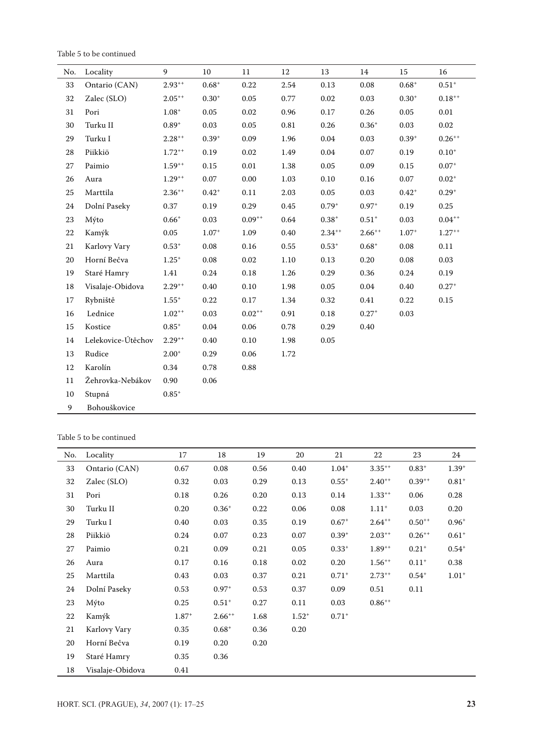Table 5 to be continued

| No. | Locality | 9 | 10 | 11 | 12 | 13 | 14 | 15 | 16 |
|---|---|---|---|---|---|---|---|---|---|
| 33 | Ontario (CAN) | 2.93$^{++}$ | 0.68$^{+}$ | 0.22 | 2.54 | 0.13 | 0.08 | 0.68$^{+}$ | 0.51$^{+}$ |
| 32 | Zalec (SLO) | 2.05$^{++}$ | 0.30$^{+}$ | 0.05 | 0.77 | 0.02 | 0.03 | 0.30$^{+}$ | 0.18$^{++}$ |
| 31 | Pori | 1.08$^{+}$ | 0.05 | 0.02 | 0.96 | 0.17 | 0.26 | 0.05 | 0.01 |
| 30 | Turku II | 0.89$^{+}$ | 0.03 | 0.05 | 0.81 | 0.26 | 0.36$^{+}$ | 0.03 | 0.02 |
| 29 | Turku I | 2.28$^{++}$ | 0.39$^{+}$ | 0.09 | 1.96 | 0.04 | 0.03 | 0.39$^{+}$ | 0.26$^{++}$ |
| 28 | Piikkiö | 1.72$^{++}$ | 0.19 | 0.02 | 1.49 | 0.04 | 0.07 | 0.19 | 0.10$^{+}$ |
| 27 | Paimio | 1.59$^{++}$ | 0.15 | 0.01 | 1.38 | 0.05 | 0.09 | 0.15 | 0.07$^{+}$ |
| 26 | Aura | 1.29$^{++}$ | 0.07 | 0.00 | 1.03 | 0.10 | 0.16 | 0.07 | 0.02$^{+}$ |
| 25 | Marttila | 2.36$^{++}$ | 0.42$^{+}$ | 0.11 | 2.03 | 0.05 | 0.03 | 0.42$^{+}$ | 0.29$^{+}$ |
| 24 | Dolní Paseky | 0.37 | 0.19 | 0.29 | 0.45 | 0.79$^{+}$ | 0.97$^{+}$ | 0.19 | 0.25 |
| 23 | Mýto | 0.66$^{+}$ | 0.03 | 0.09$^{++}$ | 0.64 | 0.38$^{+}$ | 0.51$^{+}$ | 0.03 | 0.04$^{++}$ |
| 22 | Kamýk | 0.05 | 1.07$^{+}$ | 1.09 | 0.40 | 2.34$^{++}$ | 2.66$^{++}$ | 1.07$^{+}$ | 1.27$^{++}$ |
| 21 | Karlovy Vary | 0.53$^{+}$ | 0.08 | 0.16 | 0.55 | 0.53$^{+}$ | 0.68$^{+}$ | 0.08 | 0.11 |
| 20 | Horní Bečva | 1.25$^{+}$ | 0.08 | 0.02 | 1.10 | 0.13 | 0.20 | 0.08 | 0.03 |
| 19 | Staré Hamry | 1.41 | 0.24 | 0.18 | 1.26 | 0.29 | 0.36 | 0.24 | 0.19 |
| 18 | Visalaje-Obidova | 2.29$^{++}$ | 0.40 | 0.10 | 1.98 | 0.05 | 0.04 | 0.40 | 0.27$^{+}$ |
| 17 | Rybniště | 1.55$^{+}$ | 0.22 | 0.17 | 1.34 | 0.32 | 0.41 | 0.22 | 0.15 |
| 16 | Lednice | 1.02$^{++}$ | 0.03 | 0.02$^{++}$ | 0.91 | 0.18 | 0.27$^{+}$ | 0.03 | |
| 15 | Kostice | 0.85$^{+}$ | 0.04 | 0.06 | 0.78 | 0.29 | 0.40 | | |
| 14 | Lelekovice-Útěchov | 2.29$^{++}$ | 0.40 | 0.10 | 1.98 | 0.05 | | | |
| 13 | Rudice | 2.00$^{+}$ | 0.29 | 0.06 | 1.72 | | | | |
| 12 | Karolín | 0.34 | 0.78 | 0.88 | | | | | |
| 11 | Žehrovka-Nebákov | 0.90 | 0.06 | | | | | | |
| 10 | Stupná | 0.85$^{+}$ | | | | | | | |
| 9 | Bohouškovice | | | | | | | | |

Table 5 to be continued

| No. | Locality | 17 | 18 | 19 | 20 | 21 | 22 | 23 | 24 |
|---|---|---|---|---|---|---|---|---|---|
| 33 | Ontario (CAN) | 0.67 | 0.08 | 0.56 | 0.40 | 1.04$^{+}$ | 3.35$^{++}$ | 0.83$^{+}$ | 1.39$^{+}$ |
| 32 | Zalec (SLO) | 0.32 | 0.03 | 0.29 | 0.13 | 0.55$^{+}$ | 2.40$^{++}$ | 0.39$^{++}$ | 0.81$^{+}$ |
| 31 | Pori | 0.18 | 0.26 | 0.20 | 0.13 | 0.14 | 1.33$^{++}$ | 0.06 | 0.28 |
| 30 | Turku II | 0.20 | 0.36$^{+}$ | 0.22 | 0.06 | 0.08 | 1.11$^{+}$ | 0.03 | 0.20 |
| 29 | Turku I | 0.40 | 0.03 | 0.35 | 0.19 | 0.67$^{+}$ | 2.64$^{++}$ | 0.50$^{++}$ | 0.96$^{+}$ |
| 28 | Piikkiö | 0.24 | 0.07 | 0.23 | 0.07 | 0.39$^{+}$ | 2.03$^{++}$ | 0.26$^{++}$ | 0.61$^{+}$ |
| 27 | Paimio | 0.21 | 0.09 | 0.21 | 0.05 | 0.33$^{+}$ | 1.89$^{++}$ | 0.21$^{+}$ | 0.54$^{+}$ |
| 26 | Aura | 0.17 | 0.16 | 0.18 | 0.02 | 0.20 | 1.56$^{++}$ | 0.11$^{+}$ | 0.38 |
| 25 | Marttila | 0.43 | 0.03 | 0.37 | 0.21 | 0.71$^{+}$ | 2.73$^{++}$ | 0.54$^{+}$ | 1.01$^{+}$ |
| 24 | Dolní Paseky | 0.53 | 0.97$^{+}$ | 0.53 | 0.37 | 0.09 | 0.51 | 0.11 | |
| 23 | Mýto | 0.25 | 0.51$^{+}$ | 0.27 | 0.11 | 0.03 | 0.86$^{++}$ | | |
| 22 | Kamýk | 1.87$^{+}$ | 2.66$^{++}$ | 1.68 | 1.52$^{+}$ | 0.71$^{+}$ | | | |
| 21 | Karlovy Vary | 0.35 | 0.68$^{+}$ | 0.36 | 0.20 | | | | |
| 20 | Horní Bečva | 0.19 | 0.20 | 0.20 | | | | | |
| 19 | Staré Hamry | 0.35 | 0.36 | | | | | | |
| 18 | Visalaje-Obidova | 0.41 | | | | | | | |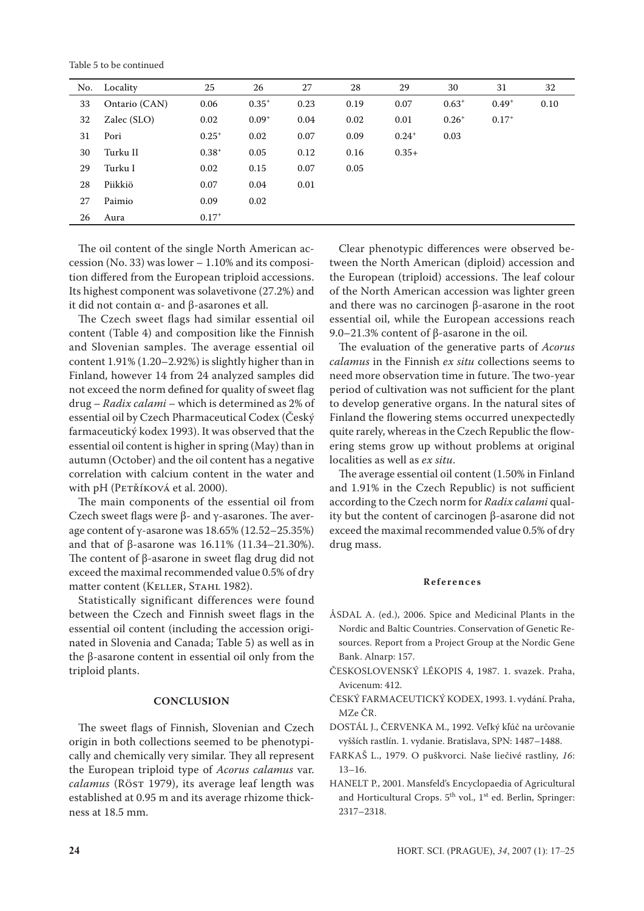Table 5 to be continued

| No. | Locality | 25 | 26 | 27 | 28 | 29 | 30 | 31 | 32 |
|---|---|---|---|---|---|---|---|---|---|
| 33 | Ontario (CAN) | 0.06 | $0.35^{+}$ | 0.23 | 0.19 | 0.07 | $0.63^{+}$ | $0.49^{+}$ | 0.10 |
| 32 | Zalec (SLO) | 0.02 | $0.09^{+}$ | 0.04 | 0.02 | 0.01 | $0.26^{+}$ | $0.17^{+}$ | |
| 31 | Pori | $0.25^{+}$ | 0.02 | 0.07 | 0.09 | $0.24^{+}$ | 0.03 | | |
| 30 | Turku II | $0.38^{+}$ | 0.05 | 0.12 | 0.16 | 0.35+ | | | |
| 29 | Turku I | 0.02 | 0.15 | 0.07 | 0.05 | | | | |
| 28 | Piikkiö | 0.07 | 0.04 | 0.01 | | | | | |
| 27 | Paimio | 0.09 | 0.02 | | | | | | |
| 26 | Aura | $0.17^{+}$ | | | | | | | |

The oil content of the single North American accession (No. 33) was lower – 1.10% and its composition differed from the European triploid accessions. Its highest component was solavetivone (27.2%) and it did not contain α- and β-asarones et all.

The Czech sweet flags had similar essential oil content (Table 4) and composition like the Finnish and Slovenian samples. The average essential oil content 1.91% (1.20–2.92%) is slightly higher than in Finland, however 14 from 24 analyzed samples did not exceed the norm defined for quality of sweet flag drug – *Radix calami* – which is determined as 2% of essential oil by Czech Pharmaceutical Codex (Český farmaceutický kodex 1993). It was observed that the essential oil content is higher in spring (May) than in autumn (October) and the oil content has a negative correlation with calcium content in the water and with pH (Petříková et al. 2000).

The main components of the essential oil from Czech sweet flags were β- and γ-asarones. The average content of γ-asarone was 18.65% (12.52–25.35%) and that of β-asarone was 16.11% (11.34–21.30%). The content of β-asarone in sweet flag drug did not exceed the maximal recommended value 0.5% of dry matter content (Keller, Stahl 1982).

Statistically significant differences were found between the Czech and Finnish sweet flags in the essential oil content (including the accession originated in Slovenia and Canada; Table 5) as well as in the β-asarone content in essential oil only from the triploid plants.

## CONCLUSION

The sweet flags of Finnish, Slovenian and Czech origin in both collections seemed to be phenotypically and chemically very similar. They all represent the European triploid type of *Acorus calamus* var. *calamus* (Röst 1979), its average leaf length was established at 0.95 m and its average rhizome thickness at 18.5 mm.

Clear phenotypic differences were observed between the North American (diploid) accession and the European (triploid) accessions. The leaf colour of the North American accession was lighter green and there was no carcinogen β-asarone in the root essential oil, while the European accessions reach 9.0–21.3% content of β-asarone in the oil.

The evaluation of the generative parts of *Acorus calamus* in the Finnish *ex situ* collections seems to need more observation time in future. The two-year period of cultivation was not sufficient for the plant to develop generative organs. In the natural sites of Finland the flowering stems occurred unexpectedly quite rarely, whereas in the Czech Republic the flowering stems grow up without problems at original localities as well as *ex situ*.

The average essential oil content (1.50% in Finland and 1.91% in the Czech Republic) is not sufficient according to the Czech norm for *Radix calami* quality but the content of carcinogen β-asarone did not exceed the maximal recommended value 0.5% of dry drug mass.

## References

Åsdal A. (ed.), 2006. Spice and Medicinal Plants in the Nordic and Baltic Countries. Conservation of Genetic Resources. Report from a Project Group at the Nordic Gene Bank. Alnarp: 157.

Československý lékopis 4, 1987. 1. svazek. Praha, Avicenum: 412.

Český farmaceutický kodex, 1993. 1. vydání. Praha, MZe ČR.

Dostál J., Červenka M., 1992. Veľký kľúč na určovanie vyšších rastlín. 1. vydanie. Bratislava, SPN: 1487–1488.

Farkaš L., 1979. O puškvorci. Naše liečivé rastliny, *16*: 13–16.

Hanelt P., 2001. Mansfeld's Encyclopaedia of Agricultural and Horticultural Crops. 5th vol., 1st ed. Berlin, Springer: 2317–2318.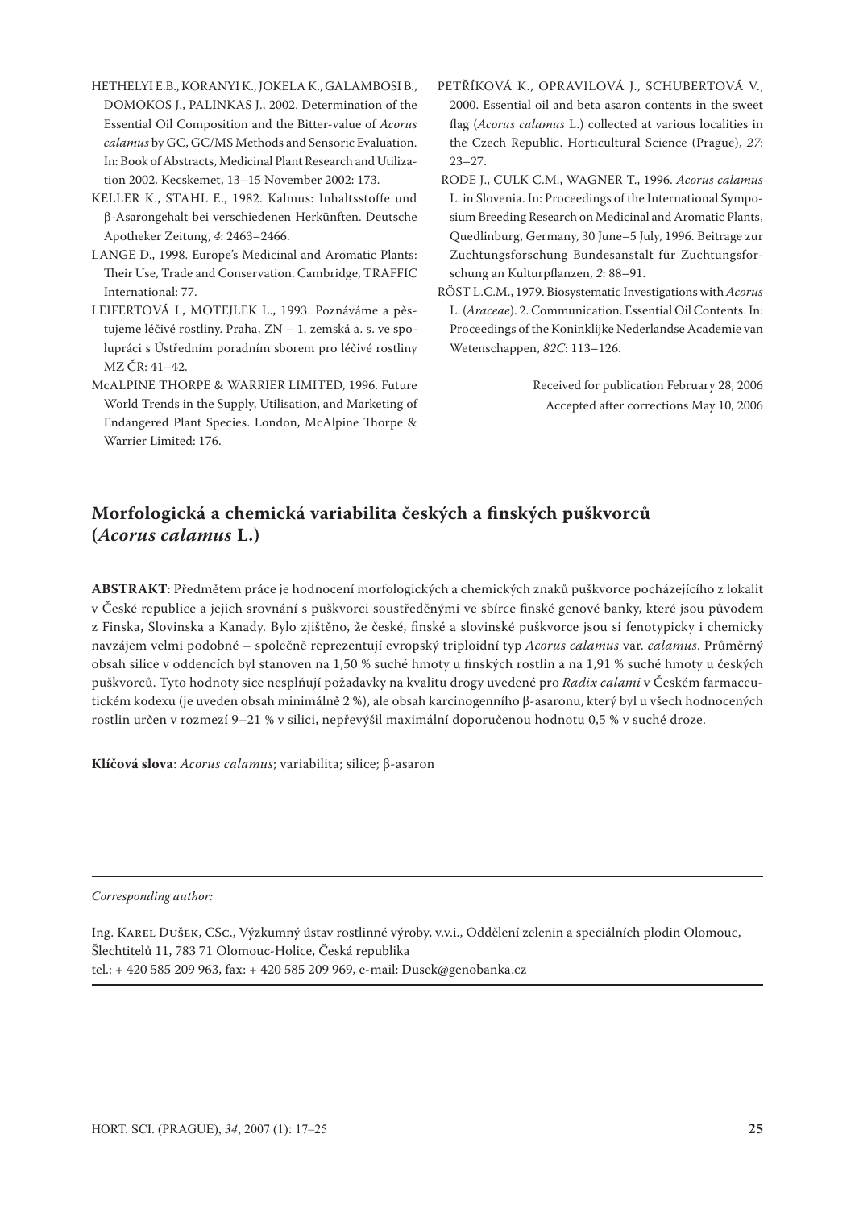HETHELYI E.B., KORANYI K., JOKELA K., GALAMBOSI B., DOMOKOS J., PALINKAS J., 2002. Determination of the Essential Oil Composition and the Bitter-value of *Acorus calamus* by GC, GC/MS Methods and Sensoric Evaluation. In: Book of Abstracts, Medicinal Plant Research and Utilization 2002. Kecskemet, 13–15 November 2002: 173.

KELLER K., STAHL E., 1982. Kalmus: Inhaltsstoffe und β-Asarongehalt bei verschiedenen Herkünften. Deutsche Apotheker Zeitung, *4*: 2463–2466.

LANGE D., 1998. Europe's Medicinal and Aromatic Plants: Their Use, Trade and Conservation. Cambridge, TRAFFIC International: 77.

LEIFERTOVÁ I., MOTEJLEK L., 1993. Poznáváme a pěstujeme léčivé rostliny. Praha, ZN – 1. zemská a. s. ve spolupráci s Ústředním poradním sborem pro léčivé rostliny MZ ČR: 41–42.

McALPINE THORPE & WARRIER LIMITED, 1996. Future World Trends in the Supply, Utilisation, and Marketing of Endangered Plant Species. London, McAlpine Thorpe & Warrier Limited: 176.

PETŘÍKOVÁ K., OPRAVILOVÁ J., SCHUBERTOVÁ V., 2000. Essential oil and beta asaron contents in the sweet flag (*Acorus calamus* L.) collected at various localities in the Czech Republic. Horticultural Science (Prague), *27*: 23–27.

RODE J., CULK C.M., WAGNER T., 1996. *Acorus calamus* L. in Slovenia. In: Proceedings of the International Symposium Breeding Research on Medicinal and Aromatic Plants, Quedlinburg, Germany, 30 June–5 July, 1996. Beitrage zur Zuchtungsforschung Bundesanstalt für Zuchtungsforschung an Kulturpflanzen, *2*: 88–91.

RÖST L.C.M., 1979. Biosystematic Investigations with *Acorus* L. (*Araceae*). 2. Communication. Essential Oil Contents. In: Proceedings of the Koninklijke Nederlandse Academie van Wetenschappen, *82C*: 113–126.

Received for publication February 28, 2006
Accepted after corrections May 10, 2006

## Morfologická a chemická variabilita českých a finských puškvorců (*Acorus calamus* L.)

**ABSTRAKT**: Předmětem práce je hodnocení morfologických a chemických znaků puškvorce pocházejícího z lokalit v České republice a jejich srovnání s puškvorci soustředěnými ve sbírce finské genové banky, které jsou původem z Finska, Slovinska a Kanady. Bylo zjištěno, že české, finské a slovinské puškvorce jsou si fenotypicky i chemicky navzájem velmi podobné – společně reprezentují evropský triploidní typ *Acorus calamus* var. *calamus*. Průměrný obsah silice v oddencích byl stanoven na 1,50 % suché hmoty u finských rostlin a na 1,91 % suché hmoty u českých puškvorců. Tyto hodnoty sice nesplňují požadavky na kvalitu drogy uvedené pro *Radix calami* v Českém farmaceutickém kodexu (je uveden obsah minimálně 2 %), ale obsah karcinogenního β-asaronu, který byl u všech hodnocených rostlin určen v rozmezí 9–21 % v silici, nepřevýšil maximální doporučenou hodnotu 0,5 % v suché droze.

**Klíčová slova**: *Acorus calamus*; variabilita; silice; β-asaron

---

*Corresponding author:*

Ing. Karel Dušek, CSc., Výzkumný ústav rostlinné výroby, v.v.i., Oddělení zelenin a speciálních plodin Olomouc, Šlechtitelů 11, 783 71 Olomouc-Holice, Česká republika
tel.: + 420 585 209 963, fax: + 420 585 209 969, e-mail: Dusek@genobanka.cz